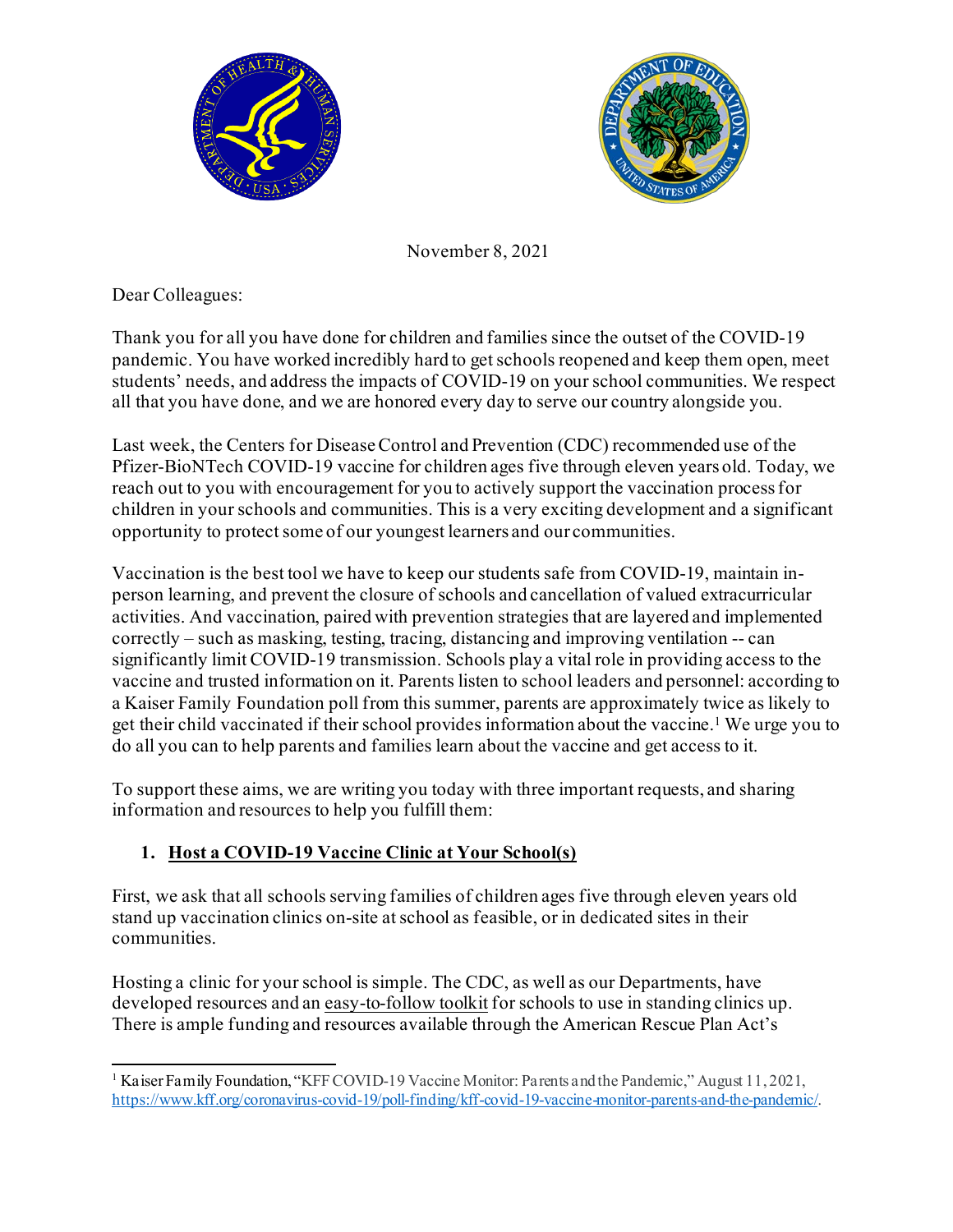November 8, 2021

Dear Colleagues:

Thank you for all you have done for children and families since the outset of the COVID-19 pandemic. You have worked incredibly hard to get schools reopened and keep them open, meet students' needs, and address the impacts of COVID-19 on your school communities. We respect all that you have done, and we are honored every day to serve our country alongside you.

Last week, the Centers for Disease Control and Prevention (CDC) recommended use of the Pfizer-BioNTech COVID-19 vaccine for children ages five through eleven years old. Today, we reach out to you with encouragement for you to actively support the vaccination process for children in your schools and communities. This is a very exciting development and a significant opportunity to protect some of our youngest learners and our communities.

Vaccination is the best tool we have to keep our students safe from COVID-19, maintain in-person learning, and prevent the closure of schools and cancellation of valued extracurricular activities. And vaccination, paired with prevention strategies that are layered and implemented correctly – such as masking, testing, tracing, distancing and improving ventilation -- can significantly limit COVID-19 transmission. Schools play a vital role in providing access to the vaccine and trusted information on it. Parents listen to school leaders and personnel: according to a Kaiser Family Foundation poll from this summer, parents are approximately twice as likely to get their child vaccinated if their school provides information about the vaccine.[1] We urge you to do all you can to help parents and families learn about the vaccine and get access to it.

To support these aims, we are writing you today with three important requests, and sharing information and resources to help you fulfill them:

1. **Host a COVID-19 Vaccine Clinic at Your School(s)**

First, we ask that all schools serving families of children ages five through eleven years old stand up vaccination clinics on-site at school as feasible, or in dedicated sites in their communities.

Hosting a clinic for your school is simple. The CDC, as well as our Departments, have developed resources and an easy-to-follow toolkit for schools to use in standing clinics up. There is ample funding and resources available through the American Rescue Plan Act's

[1] Kaiser Family Foundation, "KFF COVID-19 Vaccine Monitor: Parents and the Pandemic," August 11, 2021, https://www.kff.org/coronavirus-covid-19/poll-finding/kff-covid-19-vaccine-monitor-parents-and-the-pandemic/.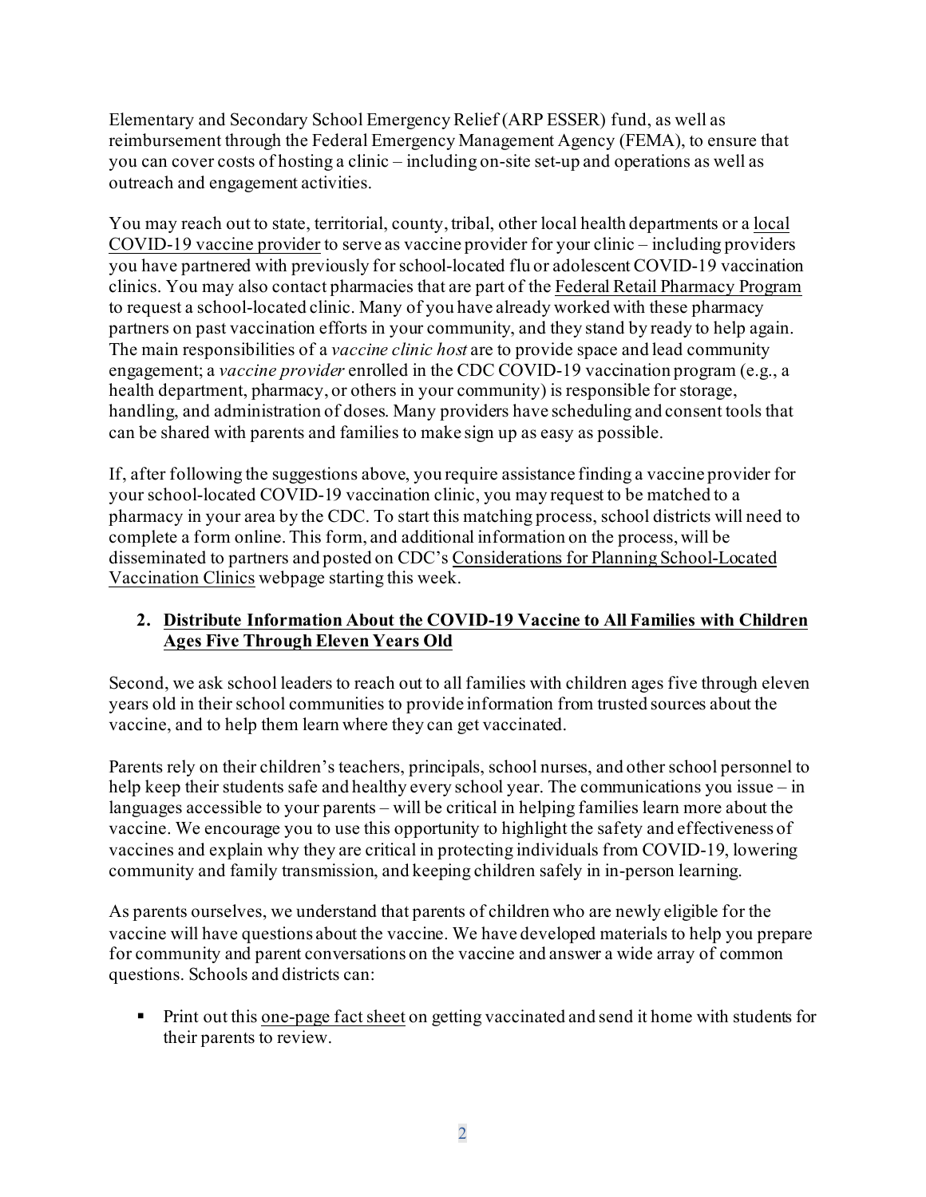Elementary and Secondary School Emergency Relief (ARP ESSER) fund, as well as reimbursement through the Federal Emergency Management Agency (FEMA), to ensure that you can cover costs of hosting a clinic – including on-site set-up and operations as well as outreach and engagement activities.

You may reach out to state, territorial, county, tribal, other local health departments or a local COVID-19 vaccine provider to serve as vaccine provider for your clinic – including providers you have partnered with previously for school-located flu or adolescent COVID-19 vaccination clinics. You may also contact pharmacies that are part of the Federal Retail Pharmacy Program to request a school-located clinic. Many of you have already worked with these pharmacy partners on past vaccination efforts in your community, and they stand by ready to help again. The main responsibilities of a *vaccine clinic host* are to provide space and lead community engagement; a *vaccine provider* enrolled in the CDC COVID-19 vaccination program (e.g., a health department, pharmacy, or others in your community) is responsible for storage, handling, and administration of doses. Many providers have scheduling and consent tools that can be shared with parents and families to make sign up as easy as possible.

If, after following the suggestions above, you require assistance finding a vaccine provider for your school-located COVID-19 vaccination clinic, you may request to be matched to a pharmacy in your area by the CDC. To start this matching process, school districts will need to complete a form online. This form, and additional information on the process, will be disseminated to partners and posted on CDC's Considerations for Planning School-Located Vaccination Clinics webpage starting this week.

### 2. Distribute Information About the COVID-19 Vaccine to All Families with Children Ages Five Through Eleven Years Old

Second, we ask school leaders to reach out to all families with children ages five through eleven years old in their school communities to provide information from trusted sources about the vaccine, and to help them learn where they can get vaccinated.

Parents rely on their children's teachers, principals, school nurses, and other school personnel to help keep their students safe and healthy every school year. The communications you issue – in languages accessible to your parents – will be critical in helping families learn more about the vaccine. We encourage you to use this opportunity to highlight the safety and effectiveness of vaccines and explain why they are critical in protecting individuals from COVID-19, lowering community and family transmission, and keeping children safely in in-person learning.

As parents ourselves, we understand that parents of children who are newly eligible for the vaccine will have questions about the vaccine. We have developed materials to help you prepare for community and parent conversations on the vaccine and answer a wide array of common questions. Schools and districts can:

- Print out this one-page fact sheet on getting vaccinated and send it home with students for their parents to review.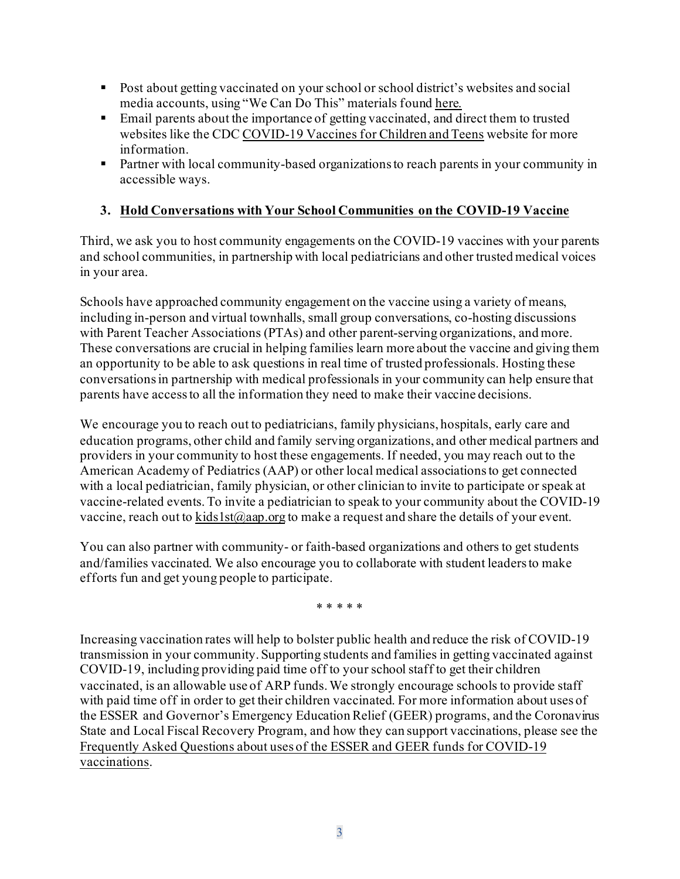- Post about getting vaccinated on your school or school district's websites and social media accounts, using "We Can Do This" materials found here.
- Email parents about the importance of getting vaccinated, and direct them to trusted websites like the CDC COVID-19 Vaccines for Children and Teens website for more information.
- Partner with local community-based organizations to reach parents in your community in accessible ways.

### 3. Hold Conversations with Your School Communities on the COVID-19 Vaccine

Third, we ask you to host community engagements on the COVID-19 vaccines with your parents and school communities, in partnership with local pediatricians and other trusted medical voices in your area.

Schools have approached community engagement on the vaccine using a variety of means, including in-person and virtual townhalls, small group conversations, co-hosting discussions with Parent Teacher Associations (PTAs) and other parent-serving organizations, and more. These conversations are crucial in helping families learn more about the vaccine and giving them an opportunity to be able to ask questions in real time of trusted professionals. Hosting these conversations in partnership with medical professionals in your community can help ensure that parents have access to all the information they need to make their vaccine decisions.

We encourage you to reach out to pediatricians, family physicians, hospitals, early care and education programs, other child and family serving organizations, and other medical partners and providers in your community to host these engagements. If needed, you may reach out to the American Academy of Pediatrics (AAP) or other local medical associations to get connected with a local pediatrician, family physician, or other clinician to invite to participate or speak at vaccine-related events. To invite a pediatrician to speak to your community about the COVID-19 vaccine, reach out to kids1st@aap.org to make a request and share the details of your event.

You can also partner with community- or faith-based organizations and others to get students and/families vaccinated. We also encourage you to collaborate with student leaders to make efforts fun and get young people to participate.

\* \* \* \* \*

Increasing vaccination rates will help to bolster public health and reduce the risk of COVID-19 transmission in your community. Supporting students and families in getting vaccinated against COVID-19, including providing paid time off to your school staff to get their children vaccinated, is an allowable use of ARP funds. We strongly encourage schools to provide staff with paid time off in order to get their children vaccinated. For more information about uses of the ESSER and Governor's Emergency Education Relief (GEER) programs, and the Coronavirus State and Local Fiscal Recovery Program, and how they can support vaccinations, please see the Frequently Asked Questions about uses of the ESSER and GEER funds for COVID-19 vaccinations.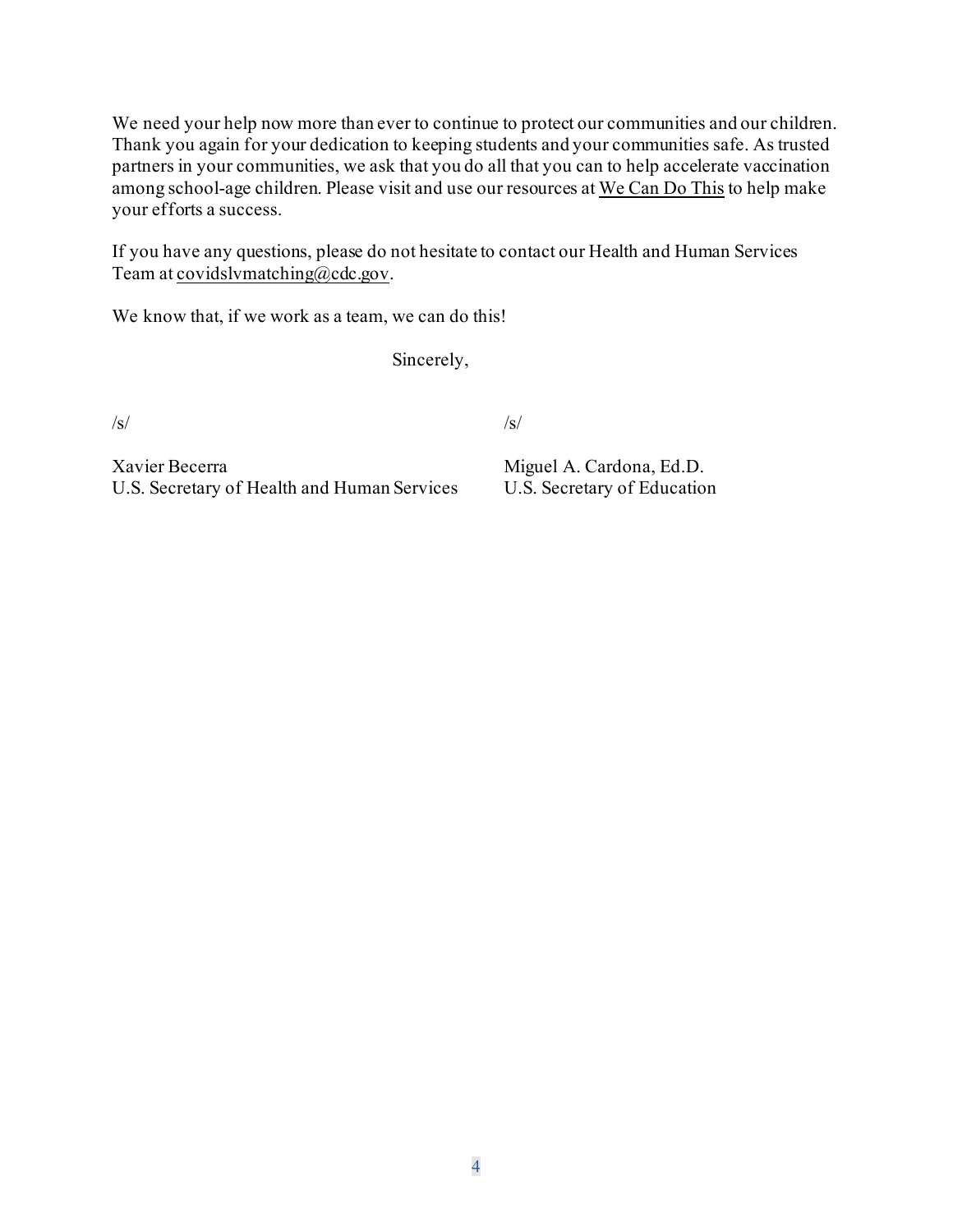We need your help now more than ever to continue to protect our communities and our children. Thank you again for your dedication to keeping students and your communities safe. As trusted partners in your communities, we ask that you do all that you can to help accelerate vaccination among school-age children. Please visit and use our resources at We Can Do This to help make your efforts a success.

If you have any questions, please do not hesitate to contact our Health and Human Services Team at covidslvmatching@cdc.gov.

We know that, if we work as a team, we can do this!

Sincerely,

/s/

Xavier Becerra
U.S. Secretary of Health and Human Services

/s/

Miguel A. Cardona, Ed.D.
U.S. Secretary of Education